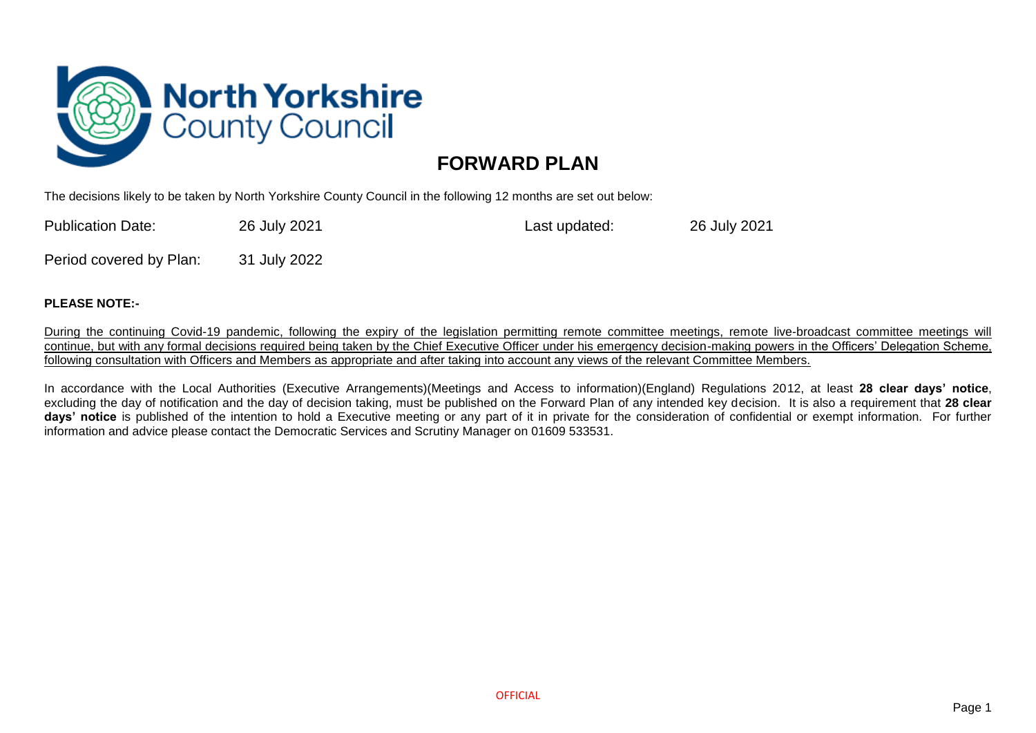# North Yorkshire County Council

## FORWARD PLAN

The decisions likely to be taken by North Yorkshire County Council in the following 12 months are set out below:

| | | | |
|---|---|---|---|
| Publication Date: | 26 July 2021 | Last updated: | 26 July 2021 |
| Period covered by Plan: | 31 July 2022 | | |

**PLEASE NOTE:-**

During the continuing Covid-19 pandemic, following the expiry of the legislation permitting remote committee meetings, remote live-broadcast committee meetings will continue, but with any formal decisions required being taken by the Chief Executive Officer under his emergency decision-making powers in the Officers' Delegation Scheme, following consultation with Officers and Members as appropriate and after taking into account any views of the relevant Committee Members.

In accordance with the Local Authorities (Executive Arrangements)(Meetings and Access to information)(England) Regulations 2012, at least **28 clear days' notice**, excluding the day of notification and the day of decision taking, must be published on the Forward Plan of any intended key decision. It is also a requirement that **28 clear days' notice** is published of the intention to hold a Executive meeting or any part of it in private for the consideration of confidential or exempt information. For further information and advice please contact the Democratic Services and Scrutiny Manager on 01609 533531.

OFFICIAL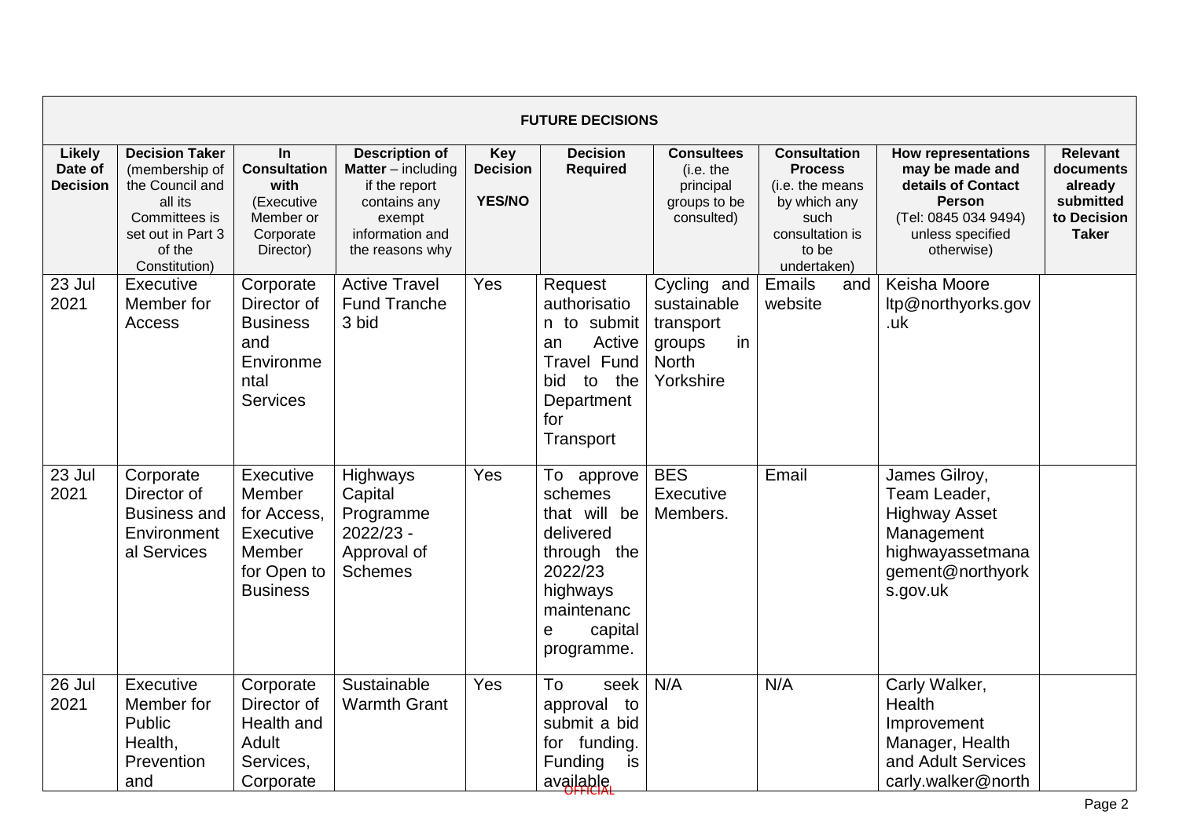| FUTURE DECISIONS | | | | | | | | | |
|---|---|---|---|---|---|---|---|---|---|
| **Likely Date of Decision** | **Decision Taker** (membership of the Council and all its Committees is set out in Part 3 of the Constitution) | **In Consultation with** (Executive Member or Corporate Director) | **Description of Matter** – including if the report contains any exempt information and the reasons why | **Key Decision YES/NO** | **Decision Required** | **Consultees** (i.e. the principal groups to be consulted) | **Consultation Process** (i.e. the means by which any such consultation is to be undertaken) | **How representations may be made and details of Contact Person** (Tel: 0845 034 9494) unless specified otherwise) | **Relevant documents already submitted to Decision Taker** |
| 23 Jul 2021 | Executive Member for Access | Corporate Director of Business and Environmental Services | Active Travel Fund Tranche 3 bid | Yes | Request authorisation to submit an Active Travel Fund bid to the Department for Transport | Cycling and sustainable transport groups in North Yorkshire | Emails and website | Keisha Moore ltp@northyorks.gov.uk | |
| 23 Jul 2021 | Corporate Director of Business and Environmental Services | Executive Member for Access, Executive Member for Open to Business | Highways Capital Programme 2022/23 - Approval of Schemes | Yes | To approve schemes that will be delivered through the 2022/23 highways maintenance capital programme. | BES Executive Members. | Email | James Gilroy, Team Leader, Highway Asset Management highwayassetmanagement@northyorks.gov.uk | |
| 26 Jul 2021 | Executive Member for Public Health, Prevention and | Corporate Director of Health and Adult Services, Corporate | Sustainable Warmth Grant | Yes | To seek approval to submit a bid for funding. Funding is available | N/A | N/A | Carly Walker, Health Improvement Manager, Health and Adult Services carly.walker@north | |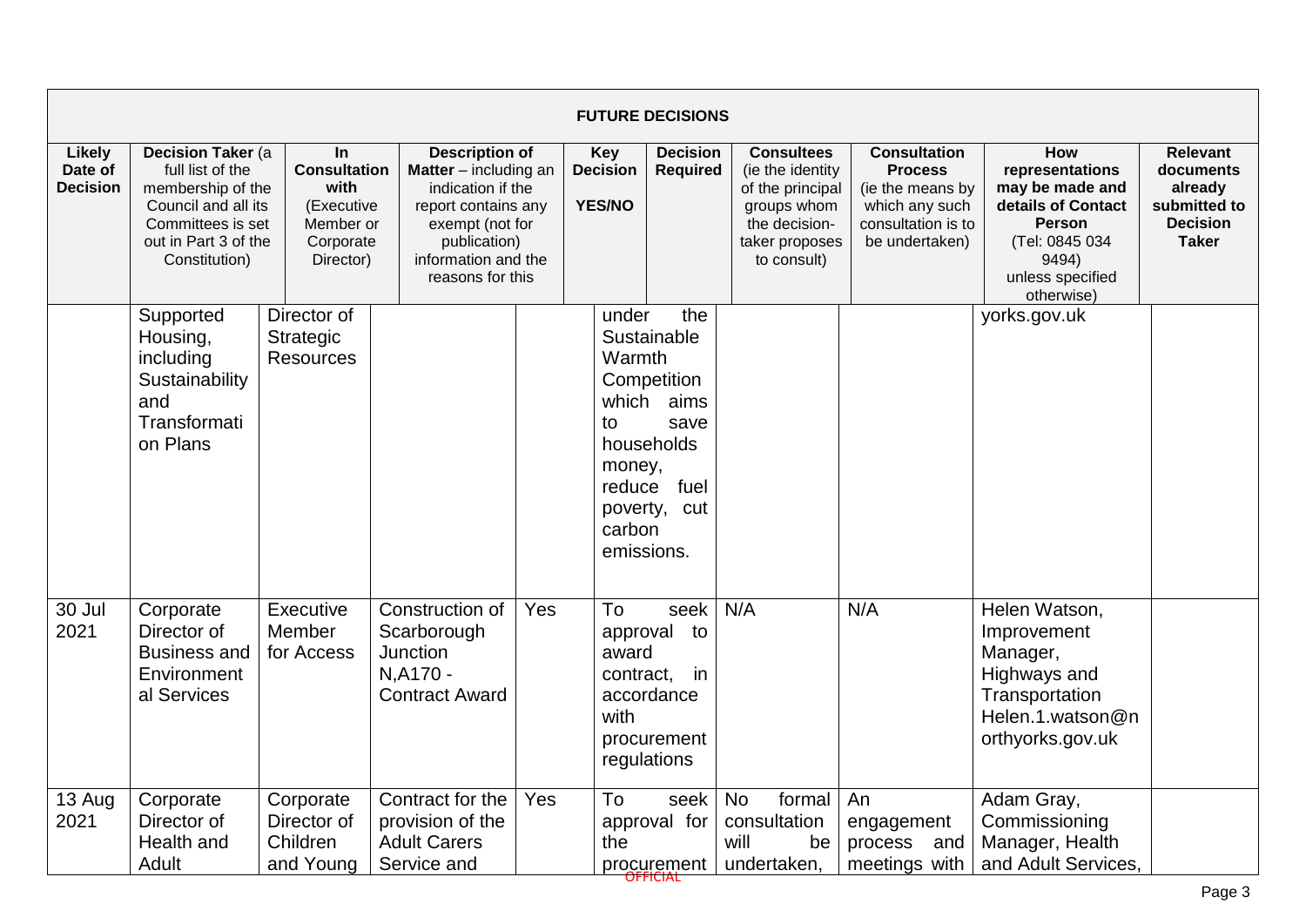| FUTURE DECISIONS | | | | | | | | | |
|---|---|---|---|---|---|---|---|---|---|
| **Likely Date of Decision** | **Decision Taker** (a full list of the membership of the Council and all its Committees is set out in Part 3 of the Constitution) | **In Consultation with** (Executive Member or Corporate Director) | **Description of Matter** – including an indication if the report contains any exempt (not for publication) information and the reasons for this | **Key Decision YES/NO** | **Decision Required** | **Consultees** (ie the identity of the principal groups whom the decision-taker proposes to consult) | **Consultation Process** (ie the means by which any such consultation is to be undertaken) | **How representations may be made and details of Contact Person** (Tel: 0845 034 9494) unless specified otherwise) | **Relevant documents already submitted to Decision Taker** |
| | Supported Housing, including Sustainability and Transformation Plans | Director of Strategic Resources | | | under the Sustainable Warmth Competition which aims to save households money, reduce fuel poverty, cut carbon emissions. | | | yorks.gov.uk | |
| 30 Jul 2021 | Corporate Director of Business and Environmental Services | Executive Member for Access | Construction of Scarborough Junction N,A170 - Contract Award | Yes | To seek approval to award contract, in accordance with procurement regulations | N/A | N/A | Helen Watson, Improvement Manager, Highways and Transportation Helen.1.watson@northyorks.gov.uk | |
| 13 Aug 2021 | Corporate Director of Health and Adult | Corporate Director of Children and Young | Contract for the provision of the Adult Carers Service and | Yes | To seek approval for the procurement | No formal consultation will be undertaken, | An engagement process and meetings with | Adam Gray, Commissioning Manager, Health and Adult Services, | |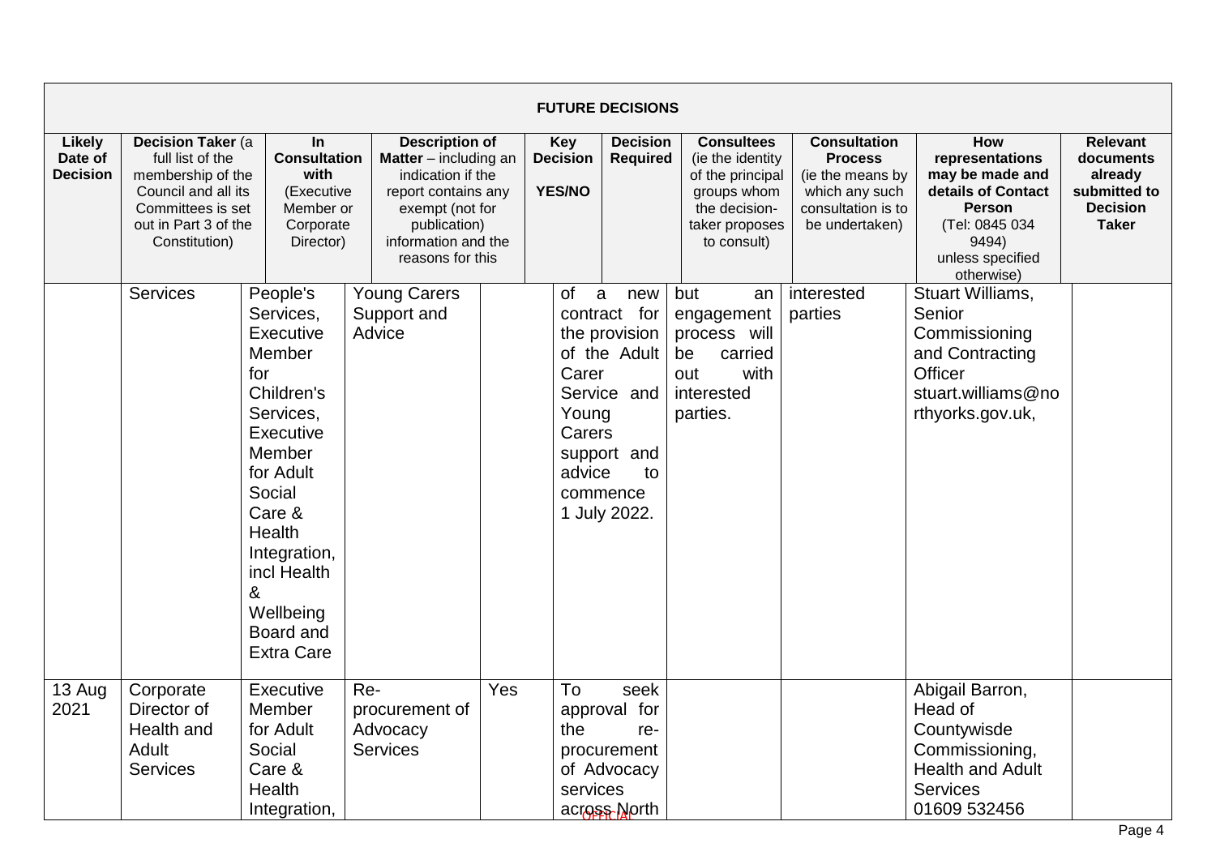| FUTURE DECISIONS | | | | | | | | | |
|---|---|---|---|---|---|---|---|---|---|
| **Likely Date of Decision** | **Decision Taker** (a full list of the membership of the Council and all its Committees is set out in Part 3 of the Constitution) | **In Consultation with** (Executive Member or Corporate Director) | **Description of Matter** – including an indication if the report contains any exempt (not for publication) information and the reasons for this | **Key Decision YES/NO** | **Decision Required** | **Consultees** (ie the identity of the principal groups whom the decision-taker proposes to consult) | **Consultation Process** (ie the means by which any such consultation is to be undertaken) | **How representations may be made and details of Contact Person** (Tel: 0845 034 9494) unless specified otherwise) | **Relevant documents already submitted to the Decision Taker** |
| | Services | People's Services, Executive Member for Children's Services, Executive Member for Adult Social Care & Health Integration, incl Health & Wellbeing Board and Extra Care | Young Carers Support and Advice | | of a new contract for the provision of the Adult Carer Service and Young Carers support and advice to commence 1 July 2022. | but an engagement process will be carried out with interested parties. | interested parties | Stuart Williams, Senior Commissioning and Contracting Officer stuart.williams@northyorks.gov.uk, | |
| 13 Aug 2021 | Corporate Director of Health and Adult Services | Executive Member for Adult Social Care & Health Integration, | Re-procurement of Advocacy Services | Yes | To seek approval for the re-procurement of Advocacy services across North | | | Abigail Barron, Head of Countywisde Commissioning, Health and Adult Services 01609 532456 | |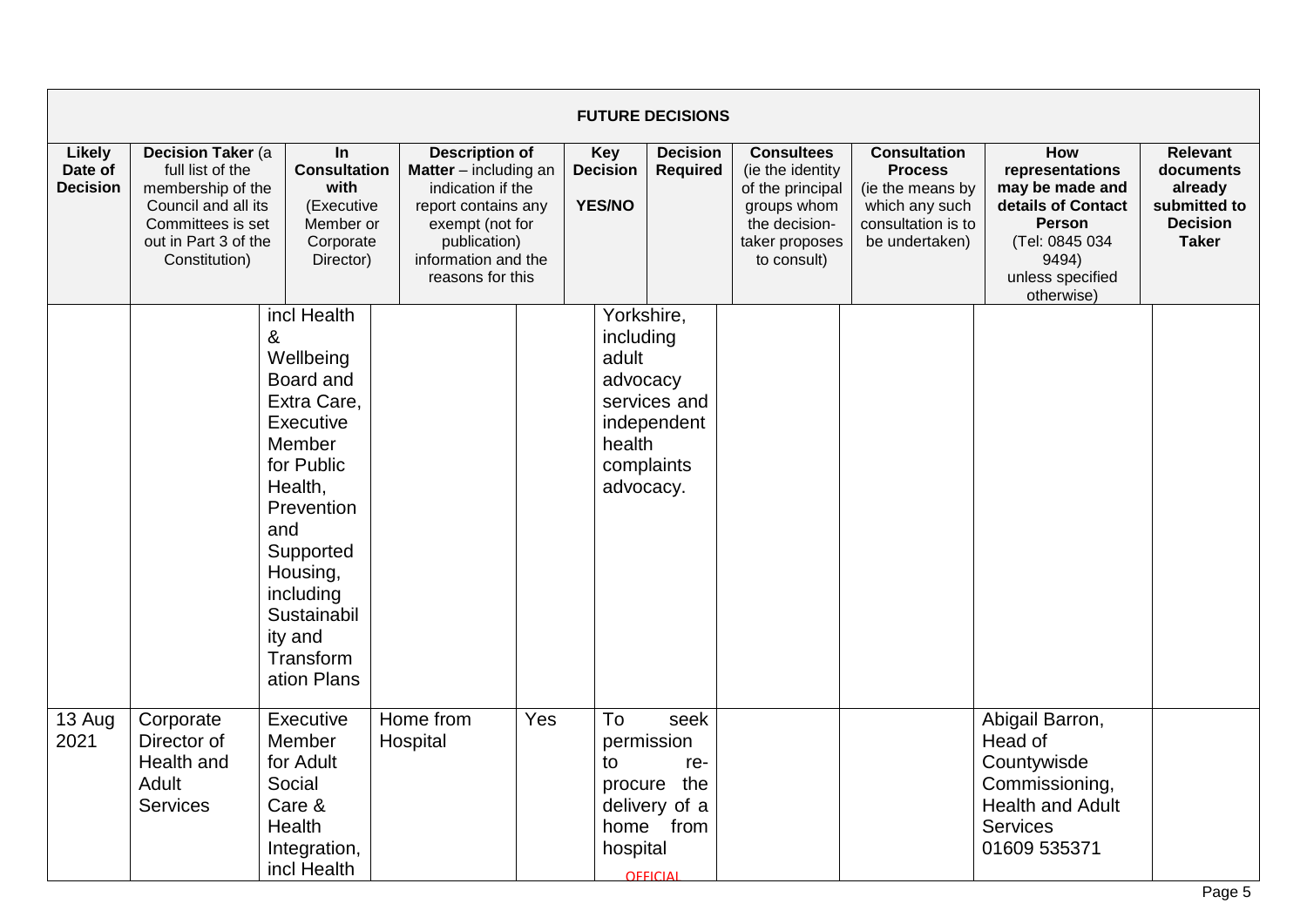## FUTURE DECISIONS

| Likely Date of Decision | Decision Taker (a full list of the membership of the Council and all its Committees is set out in Part 3 of the Constitution) | In Consultation with (Executive Member or Corporate Director) | Description of Matter – including an indication if the report contains any exempt (not for publication) information and the reasons for this | Key Decision YES/NO | Decision Required | Consultees (ie the identity of the principal groups whom the decision-taker proposes to consult) | Consultation Process (ie the means by which any such consultation is to be undertaken) | How representations may be made and details of Contact Person (Tel: 0845 034 9494) unless specified otherwise) | Relevant documents already submitted to Decision Taker |
|---|---|---|---|---|---|---|---|---|---|
| | | incl Health & Wellbeing Board and Extra Care, Executive Member for Public Health, Prevention and Supported Housing, including Sustainability and Transformation Plans | | | Yorkshire, including adult advocacy services and independent health complaints advocacy. | | | | |
| 13 Aug 2021 | Corporate Director of Health and Adult Services | Executive Member for Adult Social Care & Health Integration, incl Health | Home from Hospital | Yes | To seek permission to re-procure the delivery of a home from hospital | | | Abigail Barron, Head of Countywisde Commissioning, Health and Adult Services 01609 535371 | |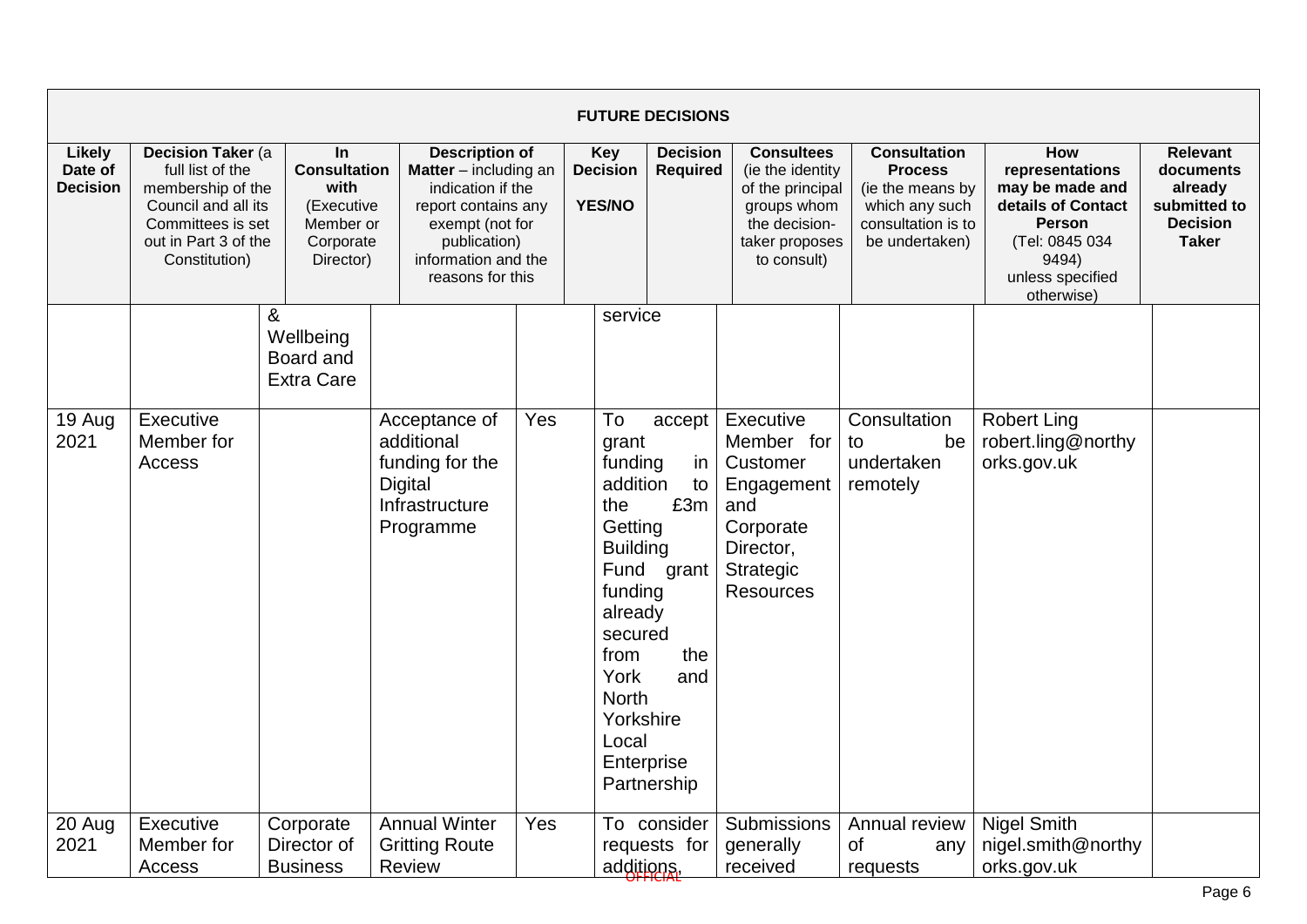| FUTURE DECISIONS | | | | | | | | | |
|---|---|---|---|---|---|---|---|---|---|
| **Likely Date of Decision** | **Decision Taker** (a full list of the membership of the Council and all its Committees is set out in Part 3 of the Constitution) | **In Consultation with** (Executive Member or Corporate Director) | **Description of Matter** – including an indication if the report contains any exempt (not for publication) information and the reasons for this | **Key Decision YES/NO** | **Decision Required** | **Consultees** (ie the identity of the principal groups whom the decision-taker proposes to consult) | **Consultation Process** (ie the means by which any such consultation is to be undertaken) | **How representations may be made and details of Contact Person** (Tel: 0845 034 9494) unless specified otherwise) | **Relevant documents already submitted to Decision Taker** |
| | | & Wellbeing Board and Extra Care | | | service | | | | |
| 19 Aug 2021 | Executive Member for Access | | Acceptance of additional funding for the Digital Infrastructure Programme | Yes | To accept grant funding in addition to the £3m Getting Building Fund grant funding already secured from the York and North Yorkshire Local Enterprise Partnership | Executive Member for Customer Engagement and Corporate Director, Strategic Resources | Consultation to be undertaken remotely | Robert Ling robert.ling@northyorks.gov.uk | |
| 20 Aug 2021 | Executive Member for Access | Corporate Director of Business | Annual Winter Gritting Route Review | Yes | To consider requests for additions, | Submissions generally received | Annual review of any requests | Nigel Smith nigel.smith@northyorks.gov.uk | |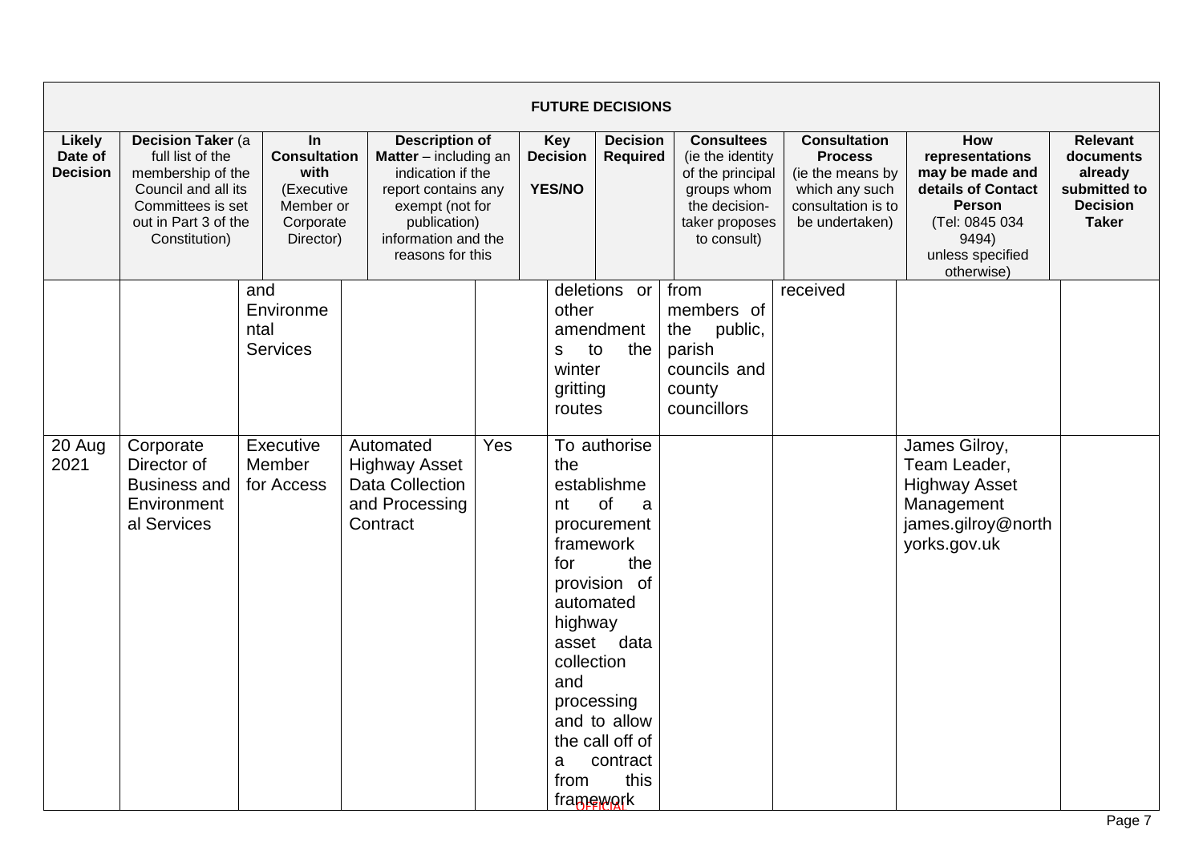| FUTURE DECISIONS | | | | | | | | | |
|---|---|---|---|---|---|---|---|---|---|
| **Likely Date of Decision** | **Decision Taker** (a full list of the membership of the Council and all its Committees is set out in Part 3 of the Constitution) | **In Consultation with** (Executive Member or Corporate Director) | **Description of Matter** – including an indication if the report contains any exempt (not for publication) information and the reasons for this | **Key Decision YES/NO** | **Decision Required** | **Consultees** (ie the identity of the principal groups whom the decision-taker proposes to consult) | **Consultation Process** (ie the means by which any such consultation is to be undertaken) | **How representations may be made and details of Contact Person** (Tel: 0845 034 9494) unless specified otherwise) | **Relevant documents already submitted to Decision Taker** |
| | | and Environmental Services | | | deletions or other amendments to the winter gritting routes | from members of the public, parish councils and county councillors | received | | |
| 20 Aug 2021 | Corporate Director of Business and Environmental Services | Executive Member for Access | Automated Highway Asset Data Collection and Processing Contract | Yes | To authorise the establishment of a procurement framework for the provision of automated highway asset data collection and processing and to allow the call off of a contract from this framework | | | James Gilroy, Team Leader, Highway Asset Management james.gilroy@northyorks.gov.uk | |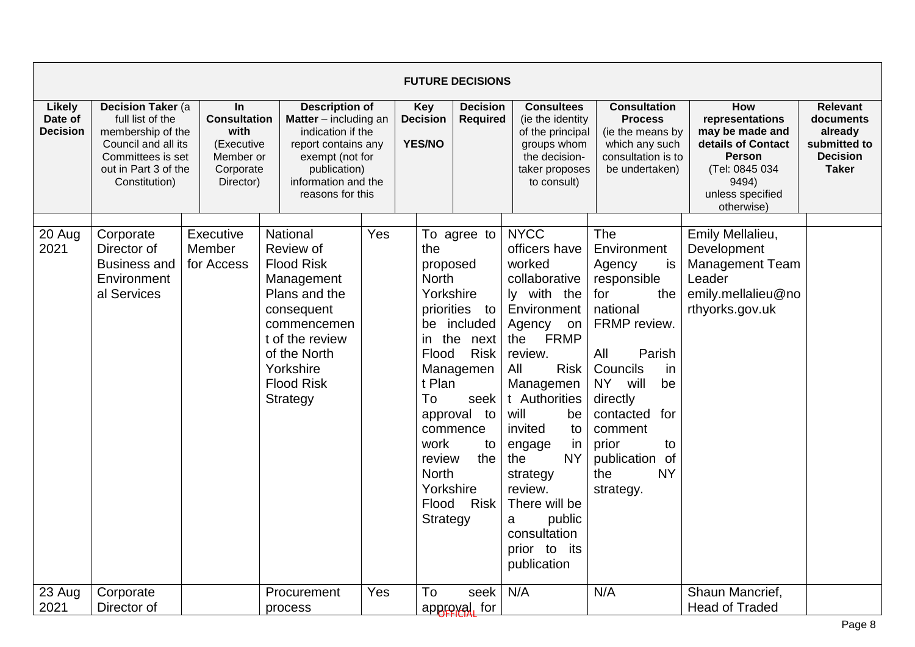| FUTURE DECISIONS | | | | | | | | | | |
|---|---|---|---|---|---|---|---|---|---|---|
| **Likely Date of Decision** | **Decision Taker** (a full list of the membership of the Council and all its Committees is set out in Part 3 of the Constitution) | **In Consultation with** (Executive Member or Corporate Director) | **Description of Matter** – including an indication if the report contains any exempt (not for publication) information and the reasons for this | **Key Decision YES/NO** | **Decision Required** | **Consultees** (ie the identity of the principal groups whom the decision-taker proposes to consult) | **Consultation Process** (ie the means by which any such consultation is to be undertaken) | **How representations may be made and details of Contact Person** (Tel: 0845 034 9494) unless specified otherwise) | **Relevant documents already submitted to the Decision Taker** |
| 20 Aug 2021 | Corporate Director of Business and Environmental Services | Executive Member for Access | National Review of Flood Risk Management Plans and the consequent commencement of the review of the North Yorkshire Flood Risk Strategy | Yes | To agree to the proposed North Yorkshire priorities to be included in the next Flood Risk Management Plan<br>To seek approval to commence work to review the North Yorkshire Flood Risk Strategy | NYCC officers have worked collaboratively with the Environment Agency on the FRMP review.<br>All Risk Management Authorities will be invited to engage in the NY strategy review. There will be a public consultation prior to its publication | The Environment Agency is responsible for the national FRMP review.<br>All Parish Councils in NY will be directly contacted for comment prior to publication of the NY strategy. | Emily Mellalieu, Development Management Team Leader emily.mellalieu@northyorks.gov.uk | |
| 23 Aug 2021 | Corporate Director of | | Procurement process | Yes | To seek approval for | N/A | N/A | Shaun Mancrief, Head of Traded | |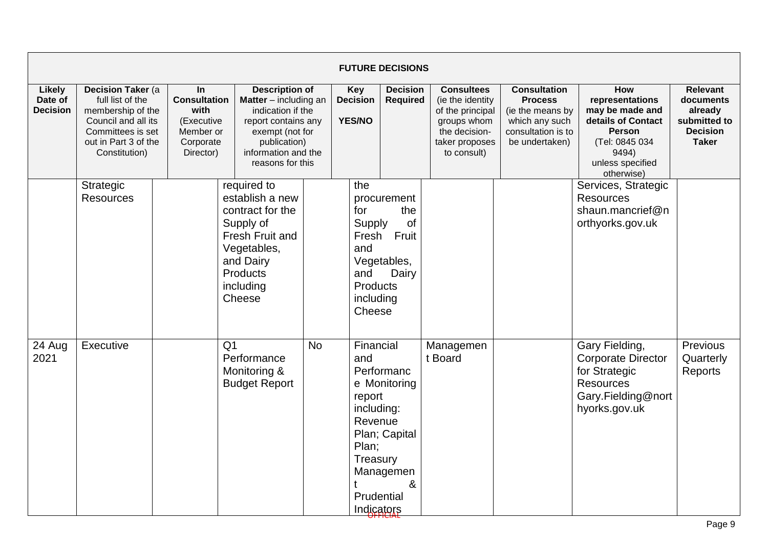| FUTURE DECISIONS | | | | | | | | | |
|---|---|---|---|---|---|---|---|---|---|
| **Likely Date of Decision** | **Decision Taker** (a full list of the membership of the Council and all its Committees is set out in Part 3 of the Constitution) | **In Consultation with** (Executive Member or Corporate Director) | **Description of Matter** – including an indication if the report contains any exempt (not for publication) information and the reasons for this | **Key Decision YES/NO** | **Decision Required** | **Consultees** (ie the identity of the principal groups whom the decision-taker proposes to consult) | **Consultation Process** (ie the means by which any such consultation is to be undertaken) | **How representations may be made and details of Contact Person** (Tel: 0845 034 9494) unless specified otherwise) | **Relevant documents already submitted to the Decision Taker** |
| | Strategic Resources | | required to establish a new contract for the Supply of Fresh Fruit and Vegetables, and Dairy Products including Cheese | | the procurement for the Supply of Fresh Fruit and Vegetables, and Dairy Products including Cheese | | | Services, Strategic Resources shaun.mancrief@northyorks.gov.uk | |
| 24 Aug 2021 | Executive | | Q1 Performance Monitoring & Budget Report | No | Financial and Performance Monitoring report including: Revenue Plan; Capital Plan; Treasury Management & Prudential Indicators | Management Board | | Gary Fielding, Corporate Director for Strategic Resources Gary.Fielding@northyorks.gov.uk | Previous Quarterly Reports |

OFFICIAL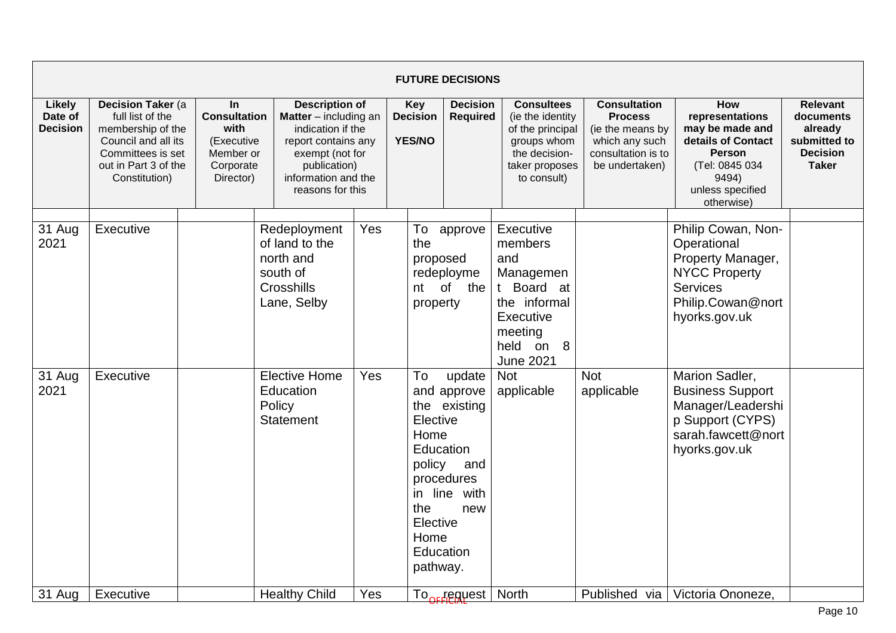| FUTURE DECISIONS | | | | | | | | | |
|---|---|---|---|---|---|---|---|---|---|
| **Likely Date of Decision** | **Decision Taker** (a full list of the membership of the Council and all its Committees is set out in Part 3 of the Constitution) | **In Consultation with** (Executive Member or Corporate Director) | **Description of Matter** – including an indication if the report contains any exempt (not for publication) information and the reasons for this | **Key Decision YES/NO** | **Decision Required** | **Consultees** (ie the identity of the principal groups whom the decision-taker proposes to consult) | **Consultation Process** (ie the means by which any such consultation is to be undertaken) | **How representations may be made and details of Contact Person** (Tel: 0845 034 9494) unless specified otherwise) | **Relevant documents already submitted to Decision Taker** |
| 31 Aug 2021 | Executive | | Redeployment of land to the north and south of Crosshills Lane, Selby | Yes | To approve the proposed redeployment of the property | Executive members and Management Board at the informal Executive meeting held on 8 June 2021 | | Philip Cowan, Non-Operational Property Manager, NYCC Property Services Philip.Cowan@northyorks.gov.uk | |
| 31 Aug 2021 | Executive | | Elective Home Education Policy Statement | Yes | To update and approve the existing Elective Home Education policy and procedures in line with the new Elective Home Education pathway. | Not applicable | Not applicable | Marion Sadler, Business Support Manager/Leadership Support (CYPS) sarah.fawcett@northyorks.gov.uk | |
| 31 Aug | Executive | | Healthy Child | Yes | To request | North | Published via | Victoria Ononeze, | |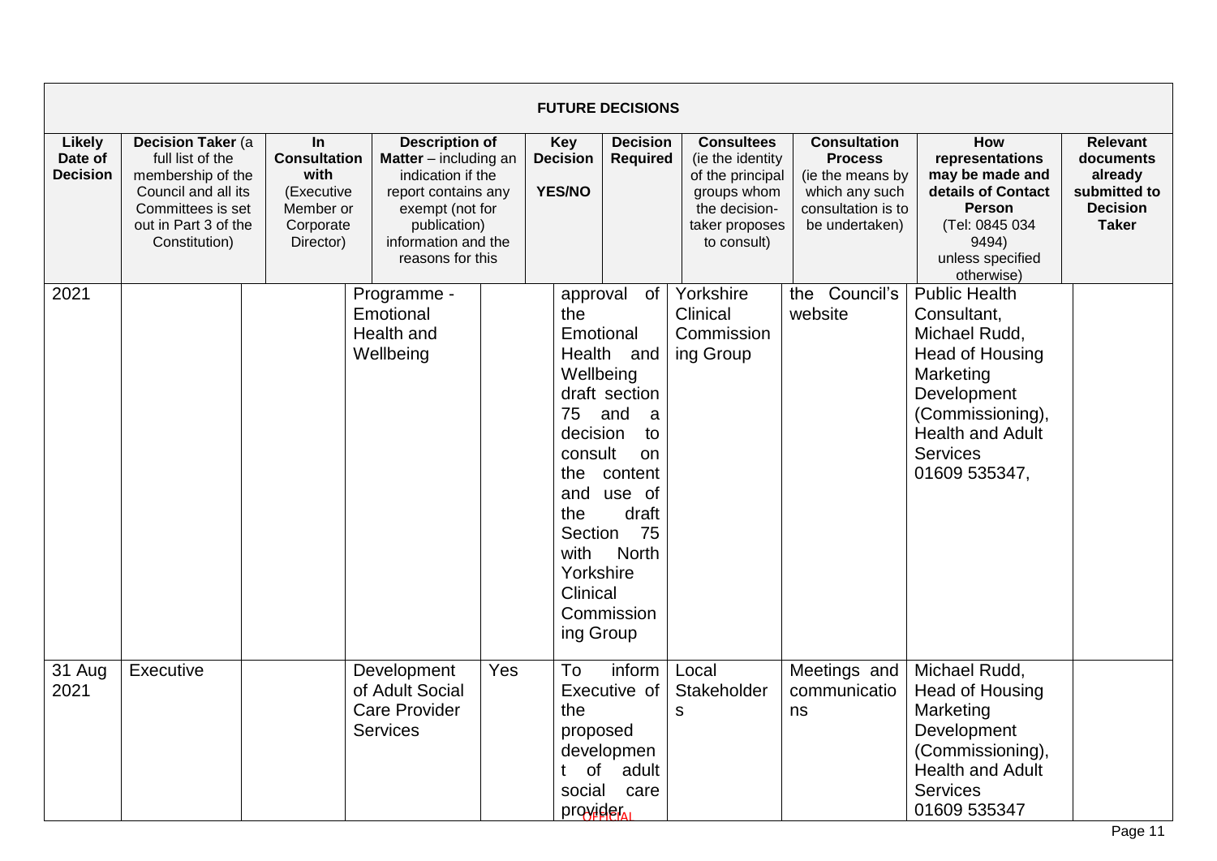| FUTURE DECISIONS | | | | | | | | | |
|---|---|---|---|---|---|---|---|---|---|
| **Likely Date of Decision** | **Decision Taker** (a full list of the membership of the Council and all its Committees is set out in Part 3 of the Constitution) | **In Consultation with** (Executive Member or Corporate Director) | **Description of Matter** – including an indication if the report contains any exempt (not for publication) information and the reasons for this | **Key Decision YES/NO** | **Decision Required** | **Consultees** (ie the identity of the principal groups whom the decision-taker proposes to consult) | **Consultation Process** (ie the means by which any such consultation is to be undertaken) | **How representations may be made and details of Contact Person** (Tel: 0845 034 9494) unless specified otherwise) | **Relevant documents already submitted to Decision Taker** |
| 2021 | | | Programme - Emotional Health and Wellbeing | | approval of the Emotional Health and Wellbeing draft section 75 and a decision to consult on the content and use of the draft Section 75 with North Yorkshire Clinical Commissioning Group | Yorkshire Clinical Commissioning Group | the Council's website | Public Health Consultant, Michael Rudd, Head of Housing Marketing Development (Commissioning), Health and Adult Services 01609 535347, | |
| 31 Aug 2021 | Executive | | Development of Adult Social Care Provider Services | Yes | To inform Executive of the proposed development of adult social care provider | Local Stakeholders | Meetings and communications | Michael Rudd, Head of Housing Marketing Development (Commissioning), Health and Adult Services 01609 535347 | |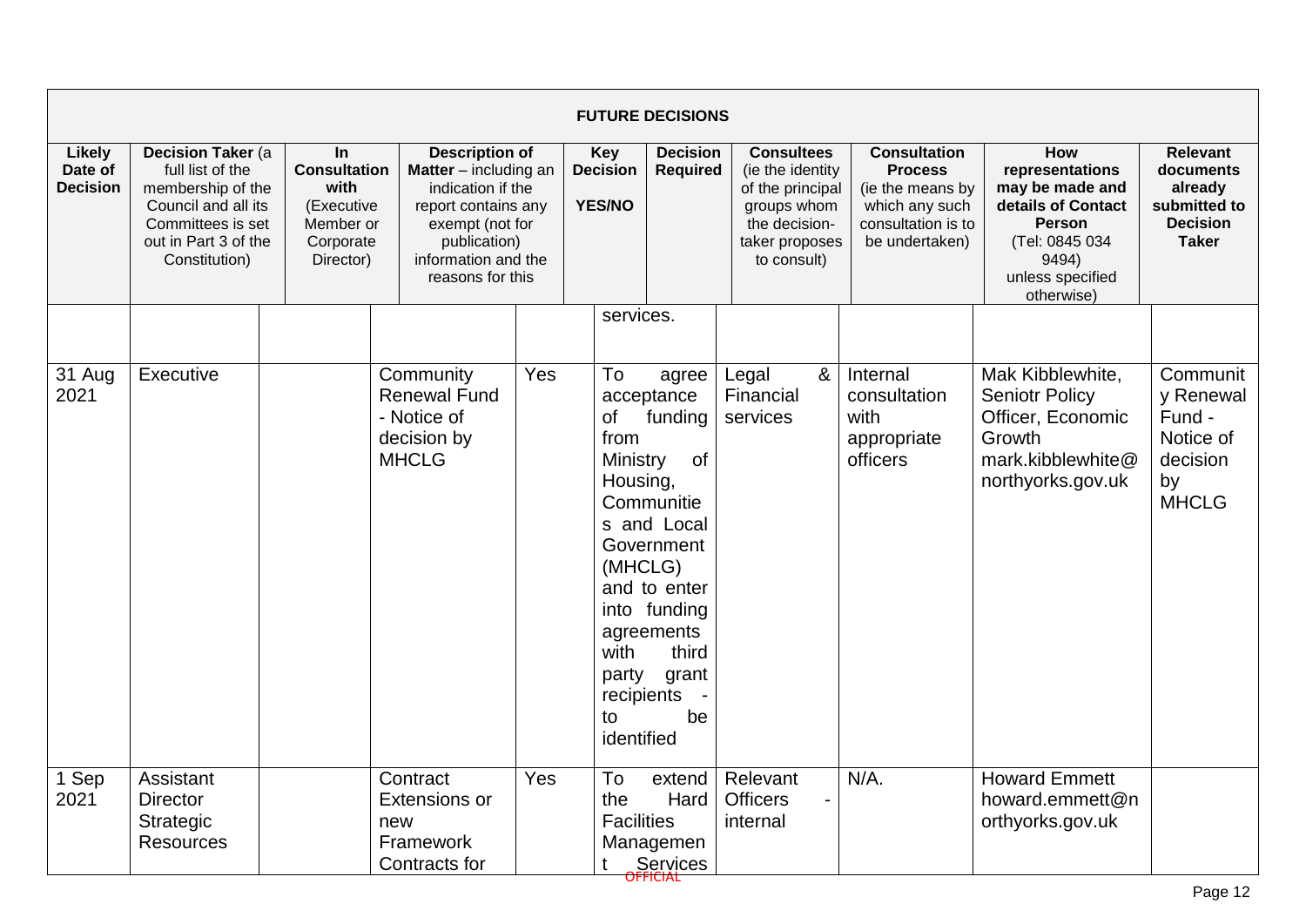| FUTURE DECISIONS | | | | | | | | | | |
|---|---|---|---|---|---|---|---|---|---|---|
| **Likely Date of Decision** | **Decision Taker** (a full list of the membership of the Council and all its Committees is set out in Part 3 of the Constitution) | **In Consultation with** (Executive Member or Corporate Director) | **Description of Matter** – including an indication if the report contains any exempt (not for publication) information and the reasons for this | **Key Decision YES/NO** | **Decision Required** | **Consultees** (ie the identity of the principal groups whom the decision-taker proposes to consult) | **Consultation Process** (ie the means by which any such consultation is to be undertaken) | **How representations may be made and details of Contact Person** (Tel: 0845 034 9494) unless specified otherwise) | **Relevant documents already submitted to the Decision Taker** |
| | | | | | services. | | | | |
| 31 Aug 2021 | Executive | | Community Renewal Fund - Notice of decision by MHCLG | Yes | To agree acceptance of funding from Ministry of Housing, Communities and Local Government (MHCLG) and to enter into funding agreements with third party grant recipients - to be identified | Legal & Financial services | Internal consultation with appropriate officers | Mak Kibblewhite, Seniotr Policy Officer, Economic Growth mark.kibblewhite@northyorks.gov.uk | Community Renewal Fund - Notice of decision by MHCLG |
| 1 Sep 2021 | Assistant Director Strategic Resources | | Contract Extensions or new Framework Contracts for | Yes | To extend the Hard Facilities Management Services | Relevant Officers - internal | N/A. | Howard Emmett howard.emmett@northyorks.gov.uk | |

OFFICIAL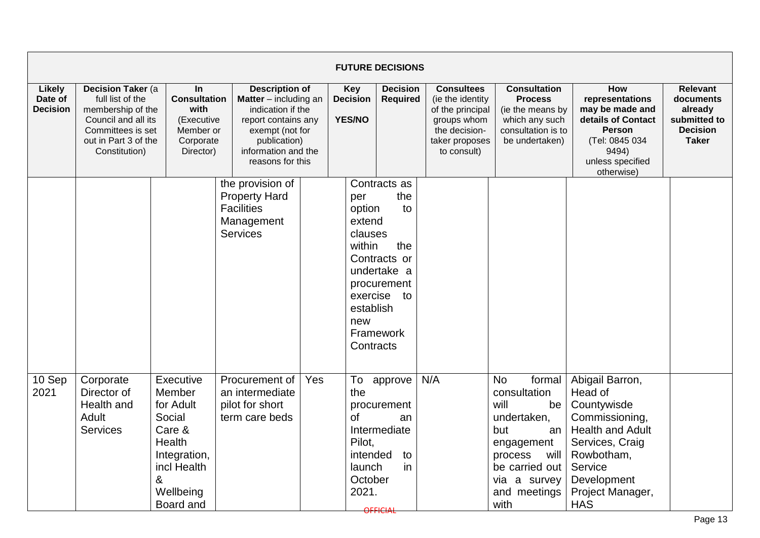| FUTURE DECISIONS | | | | | | | | | |
|---|---|---|---|---|---|---|---|---|---|
| **Likely Date of Decision** | **Decision Taker** (a full list of the membership of the Council and all its Committees is set out in Part 3 of the Constitution) | **In Consultation with** (Executive Member or Corporate Director) | **Description of Matter** – including an indication if the report contains any exempt (not for publication) information and the reasons for this | **Key Decision YES/NO** | **Decision Required** | **Consultees** (ie the identity of the principal groups whom the decision-taker proposes to consult) | **Consultation Process** (ie the means by which any such consultation is to be undertaken) | **How representations may be made and details of Contact Person** (Tel: 0845 034 9494) unless specified otherwise) | **Relevant documents already submitted to Decision Taker** |
| | | | the provision of Property Hard Facilities Management Services | | Contracts as per the option to extend clauses within the Contracts or undertake a procurement exercise to establish new Framework Contracts | | | | |
| 10 Sep 2021 | Corporate Director of Health and Adult Services | Executive Member for Adult Social Care & Health Integration, incl Health & Wellbeing Board and | Procurement of an intermediate pilot for short term care beds | Yes | To approve the procurement of an Intermediate Pilot, intended to launch in October 2021. | N/A | No formal consultation will be undertaken, but an engagement process will be carried out via a survey and meetings with | Abigail Barron, Head of Countywisde Commissioning, Health and Adult Services, Craig Rowbotham, Service Development Project Manager, HAS | |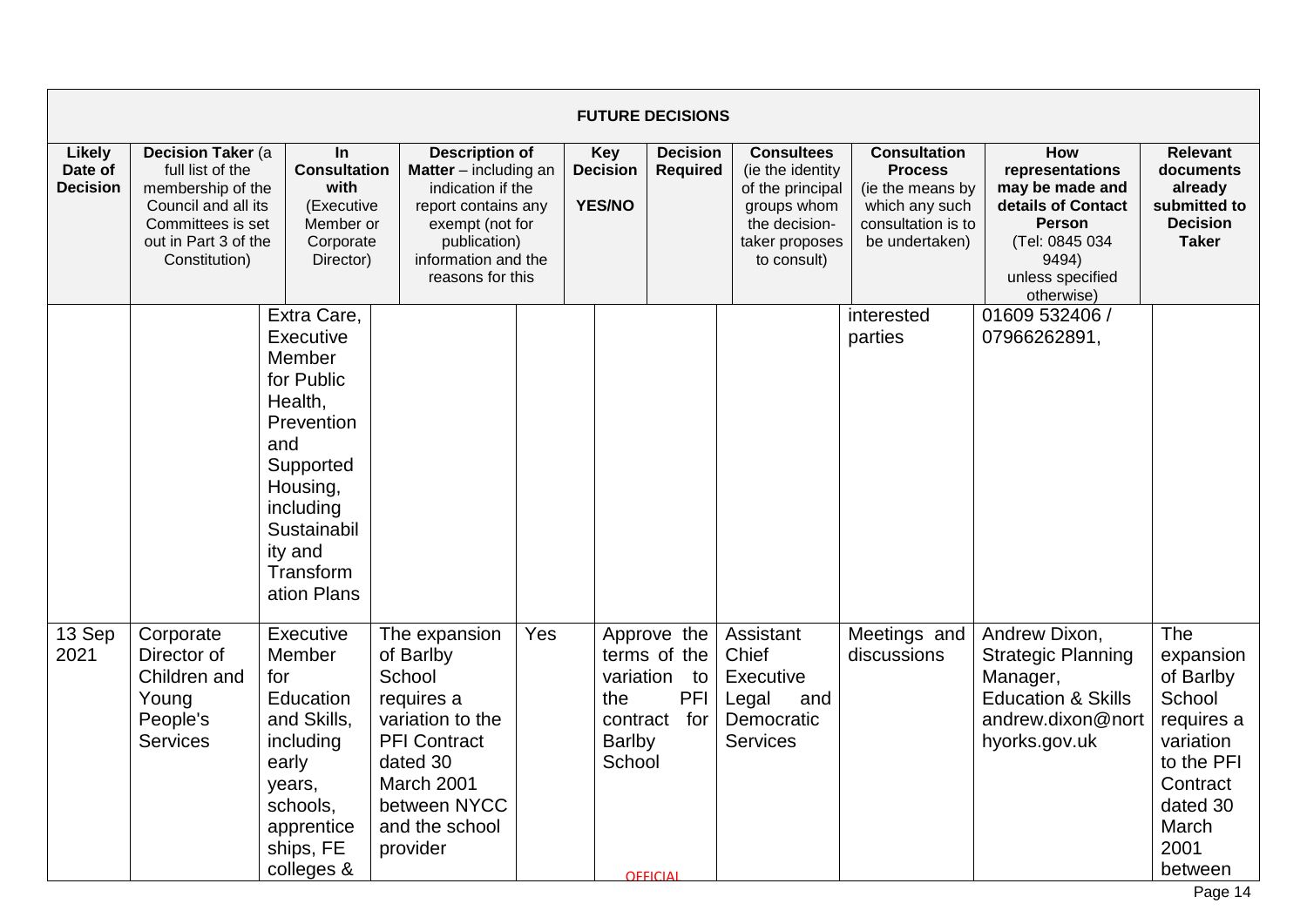**FUTURE DECISIONS**

| Likely Date of Decision | Decision Taker (a full list of the membership of the Council and all its Committees is set out in Part 3 of the Constitution) | In Consultation with (Executive Member or Corporate Director) | Description of Matter – including an indication if the report contains any exempt (not for publication) information and the reasons for this | Key Decision YES/NO | Decision Required | Consultees (ie the identity of the principal groups whom the decision-taker proposes to consult) | Consultation Process (ie the means by which any such consultation is to be undertaken) | How representations may be made and details of Contact Person (Tel: 0845 034 9494) unless specified otherwise) | Relevant documents already submitted to the Decision Taker |
|---|---|---|---|---|---|---|---|---|---|
| | | Extra Care, Executive Member for Public Health, Prevention and Supported Housing, including Sustainability and Transformation Plans | | | | | interested parties | 01609 532406 / 07966262891, | |
| 13 Sep 2021 | Corporate Director of Children and Young People's Services | Executive Member for Education and Skills, including early years, schools, apprenticeships, FE colleges & | The expansion of Barlby School requires a variation to the PFI Contract dated 30 March 2001 between NYCC and the school provider | Yes | Approve the terms of the variation to the PFI contract for Barlby School | Assistant Chief Executive Legal and Democratic Services | Meetings and discussions | Andrew Dixon, Strategic Planning Manager, Education & Skills andrew.dixon@northyorks.gov.uk | The expansion of Barlby School requires a variation to the PFI Contract dated 30 March 2001 between |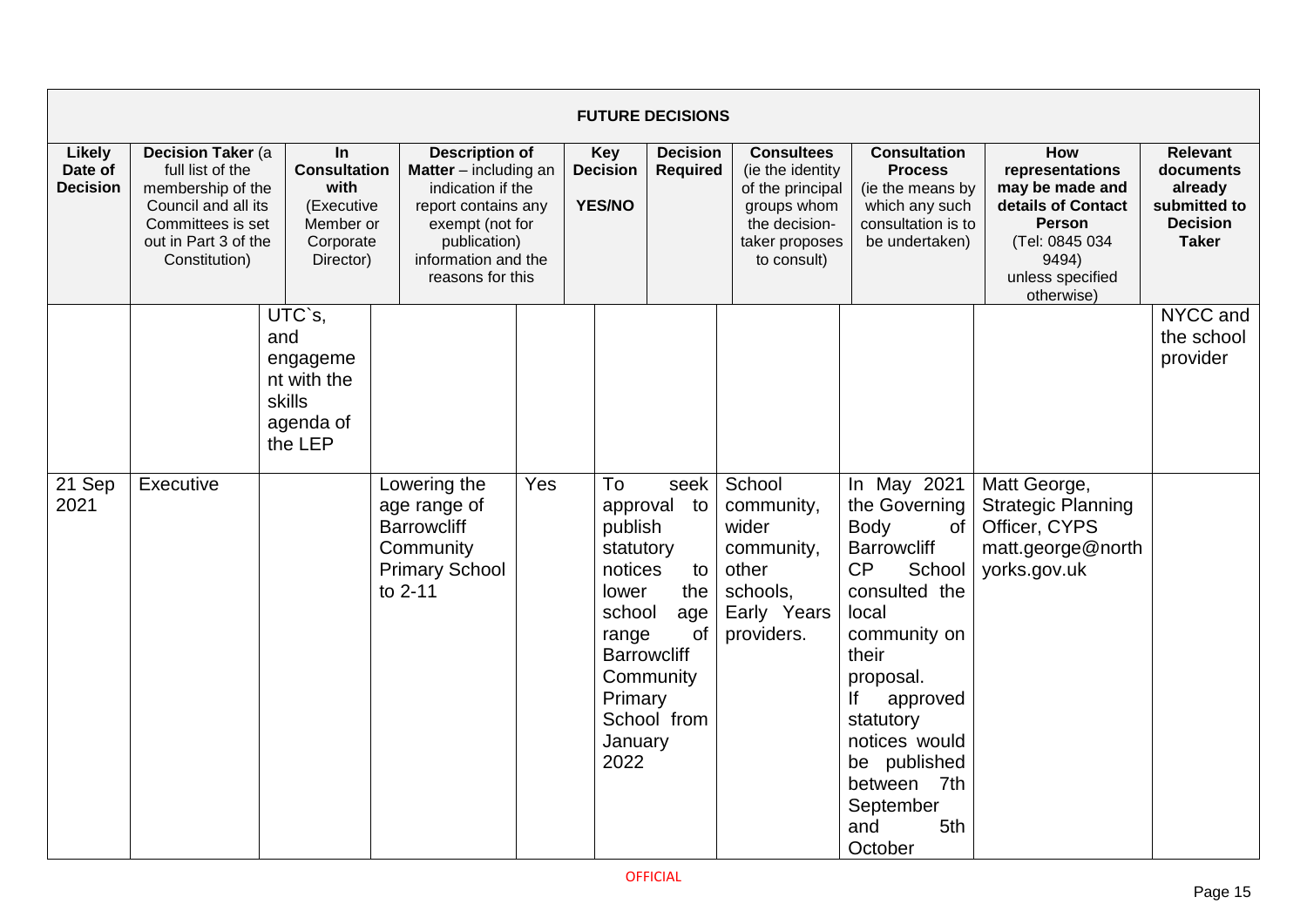**FUTURE DECISIONS**

| Likely Date of Decision | Decision Taker (a full list of the membership of the Council and all its Committees is set out in Part 3 of the Constitution) | In Consultation with (Executive Member or Corporate Director) | Description of Matter – including an indication if the report contains any exempt (not for publication) information and the reasons for this | Key Decision YES/NO | Decision Required | Consultees (ie the identity of the principal groups whom the decision-taker proposes to consult) | Consultation Process (ie the means by which any such consultation is to be undertaken) | How representations may be made and details of Contact Person (Tel: 0845 034 9494) unless specified otherwise) | Relevant documents already submitted to the Decision Taker |
|---|---|---|---|---|---|---|---|---|---|
| | | UTC`s, and engagement with the skills agenda of the LEP | | | | | | | NYCC and the school provider |
| 21 Sep 2021 | Executive | | Lowering the age range of Barrowcliff Community Primary School to 2-11 | Yes | To seek approval to publish statutory notices to lower the school age range of Barrowcliff Community Primary School from January 2022 | School community, wider community, other schools, Early Years providers. | In May 2021 the Governing Body of Barrowcliff CP School consulted the local community on their proposal. If approved statutory notices would be published between 7th September and 5th October | Matt George, Strategic Planning Officer, CYPS matt.george@northyorks.gov.uk | |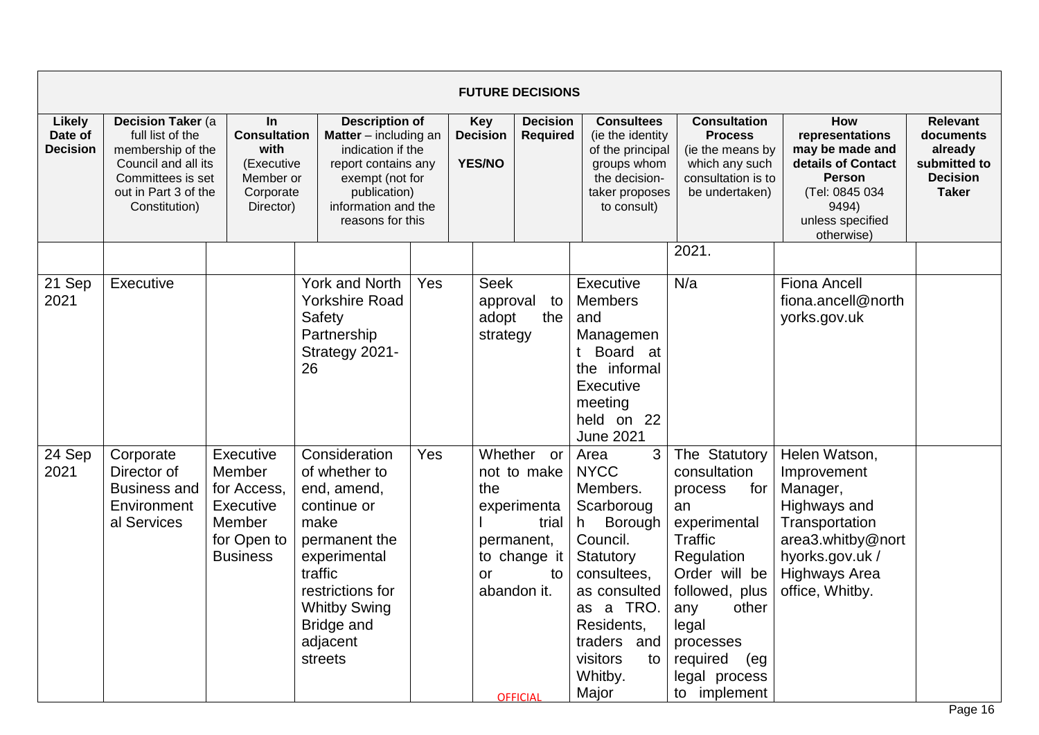| FUTURE DECISIONS | | | | | | | | | |
|---|---|---|---|---|---|---|---|---|---|
| **Likely Date of Decision** | **Decision Taker** (a full list of the membership of the Council and all its Committees is set out in Part 3 of the Constitution) | **In Consultation with** (Executive Member or Corporate Director) | **Description of Matter** – including an indication if the report contains any exempt (not for publication) information and the reasons for this | **Key Decision YES/NO** | **Decision Required** | **Consultees** (ie the identity of the principal groups whom the decision-taker proposes to consult) | **Consultation Process** (ie the means by which any such consultation is to be undertaken) | **How representations may be made and details of Contact Person** (Tel: 0845 034 9494) unless specified otherwise) | **Relevant documents already submitted to Decision Taker** |
| | | | | | | | 2021. | | |
| 21 Sep 2021 | Executive | | York and North Yorkshire Road Safety Partnership Strategy 2021-26 | Yes | Seek approval to adopt the strategy | Executive Members and Management Board at the informal Executive meeting held on 22 June 2021 | N/a | Fiona Ancell fiona.ancell@northyorks.gov.uk | |
| 24 Sep 2021 | Corporate Director of Business and Environmental Services | Executive Member for Access, Executive Member for Open to Business | Consideration of whether to end, amend, continue or make permanent the experimental traffic restrictions for Whitby Swing Bridge and adjacent streets | Yes | Whether or not to make the experimental trial permanent, to change it or to abandon it. | Area 3 NYCC Members. Scarborough Borough Council. Statutory consultees, as consulted as a TRO. Residents, traders and visitors to Whitby. Major | The Statutory consultation process for an experimental Traffic Regulation Order will be followed, plus any other legal processes required (eg legal process to implement | Helen Watson, Improvement Manager, Highways and Transportation area3.whitby@northyorks.gov.uk / Highways Area office, Whitby. | |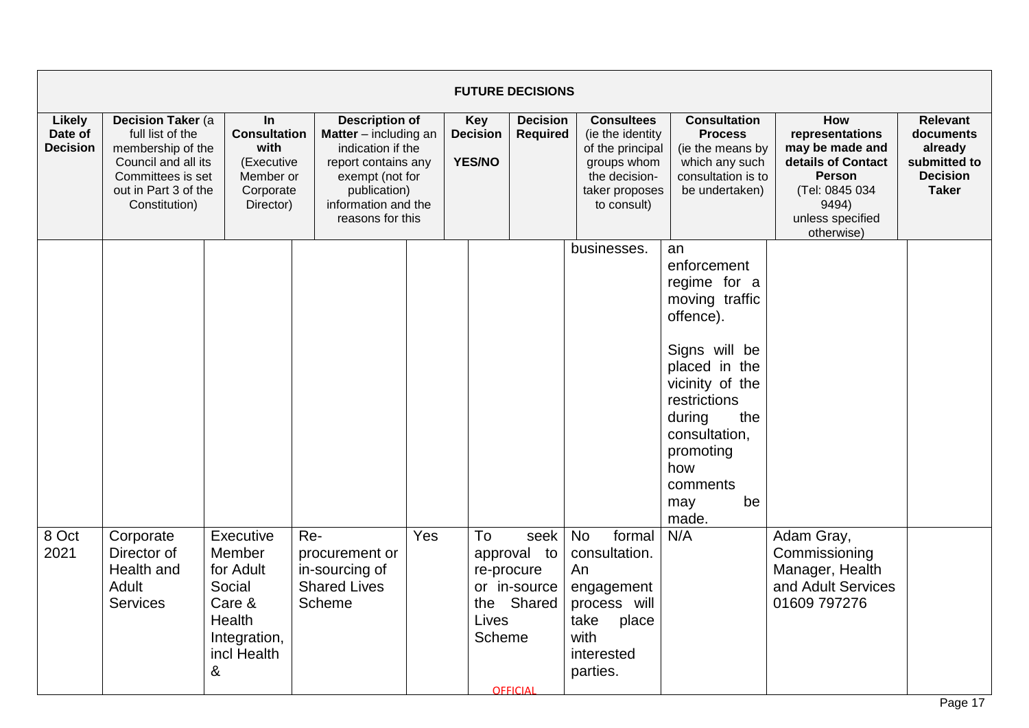| FUTURE DECISIONS | | | | | | | | | |
|---|---|---|---|---|---|---|---|---|---|
| **Likely Date of Decision** | **Decision Taker** (a full list of the membership of the Council and all its Committees is set out in Part 3 of the Constitution) | **In Consultation with** (Executive Member or Corporate Director) | **Description of Matter** – including an indication if the report contains any exempt (not for publication) information and the reasons for this | **Key Decision YES/NO** | **Decision Required** | **Consultees** (ie the identity of the principal groups whom the decision-taker proposes to consult) | **Consultation Process** (ie the means by which any such consultation is to be undertaken) | **How representations may be made and details of Contact Person** (Tel: 0845 034 9494) unless specified otherwise) | **Relevant documents already submitted to the Decision Taker** |
| | | | | | | businesses. | an enforcement regime for a moving traffic offence).<br><br>Signs will be placed in the vicinity of the restrictions during the consultation, promoting how comments may be made. | | |
| 8 Oct 2021 | Corporate Director of Health and Adult Services | Executive Member for Adult Social Care & Health Integration, incl Health & | Re-procurement or in-sourcing of Shared Lives Scheme | Yes | To seek approval to re-procure or in-source the Shared Lives Scheme | No formal consultation. An engagement process will take place with interested parties. | N/A | Adam Gray, Commissioning Manager, Health and Adult Services 01609 797276 | |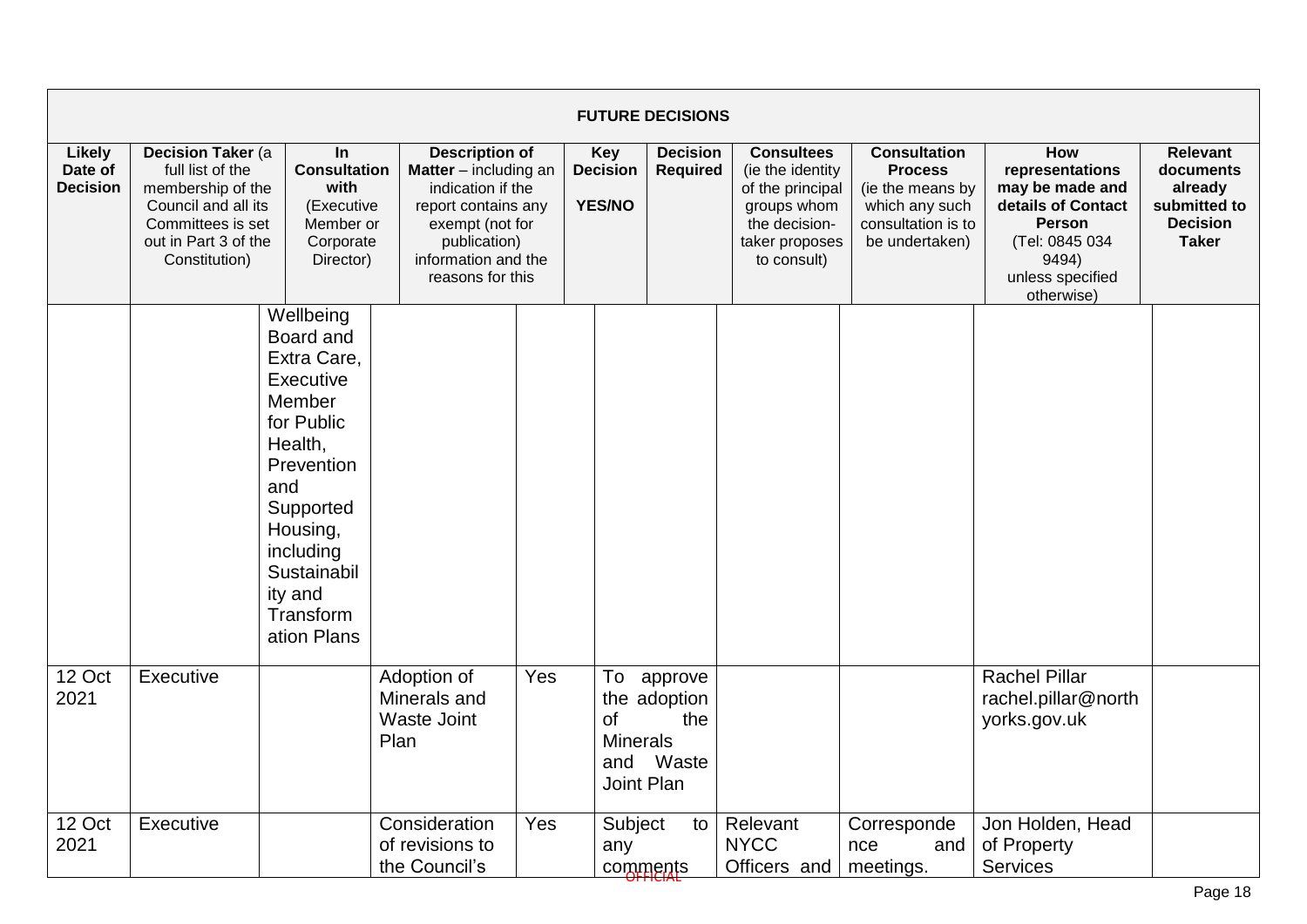| FUTURE DECISIONS | | | | | | | | | |
|---|---|---|---|---|---|---|---|---|---|
| **Likely Date of Decision** | **Decision Taker** (a full list of the membership of the Council and all its Committees is set out in Part 3 of the Constitution) | **In Consultation with** (Executive Member or Corporate Director) | **Description of Matter** – including an indication if the report contains any exempt (not for publication) information and the reasons for this | **Key Decision YES/NO** | **Decision Required** | **Consultees** (ie the identity of the principal groups whom the decision-taker proposes to consult) | **Consultation Process** (ie the means by which any such consultation is to be undertaken) | **How representations may be made and details of Contact Person** (Tel: 0845 034 9494) unless specified otherwise) | **Relevant documents already submitted to Decision Taker** |
| | | Wellbeing Board and Extra Care, Executive Member for Public Health, Prevention and Supported Housing, including Sustainability and Transformation Plans | | | | | | | |
| 12 Oct 2021 | Executive | | Adoption of Minerals and Waste Joint Plan | Yes | To approve the adoption of the Minerals and Waste Joint Plan | | | Rachel Pillar rachel.pillar@northyorks.gov.uk | |
| 12 Oct 2021 | Executive | | Consideration of revisions to the Council's | Yes | Subject to any comments | Relevant NYCC Officers and | Correspondence and meetings. | Jon Holden, Head of Property Services | |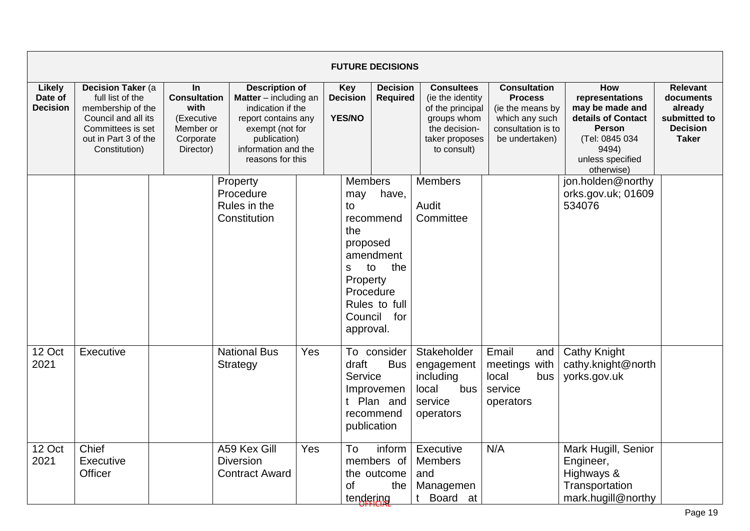| FUTURE DECISIONS | | | | | | | | | |
|---|---|---|---|---|---|---|---|---|---|
| **Likely Date of Decision** | **Decision Taker** (a full list of the membership of the Council and all its Committees is set out in Part 3 of the Constitution) | **In Consultation with** (Executive Member or Corporate Director) | **Description of Matter** – including an indication if the report contains any exempt (not for publication) information and the reasons for this | **Key Decision YES/NO** | **Decision Required** | **Consultees** (ie the identity of the principal groups whom the decision-taker proposes to consult) | **Consultation Process** (ie the means by which any such consultation is to be undertaken) | **How representations may be made and details of Contact Person** (Tel: 0845 034 9494) unless specified otherwise) | **Relevant documents already submitted to Decision Taker** |
| | | | Property Procedure Rules in the Constitution | | Members may have, to recommend the proposed amendments to the Property Procedure Rules to full Council for approval. | Members<br><br>Audit Committee | | jon.holden@northyorks.gov.uk; 01609 534076 | |
| 12 Oct 2021 | Executive | | National Bus Strategy | Yes | To consider draft Bus Service Improvement Plan and recommend publication | Stakeholder engagement including local bus service operators | Email and meetings with local bus service operators | Cathy Knight cathy.knight@northyorks.gov.uk | |
| 12 Oct 2021 | Chief Executive Officer | | A59 Kex Gill Diversion Contract Award | Yes | To inform members of the outcome of the tendering | Executive Members and Management Board at | N/A | Mark Hugill, Senior Engineer, Highways & Transportation mark.hugill@northy | |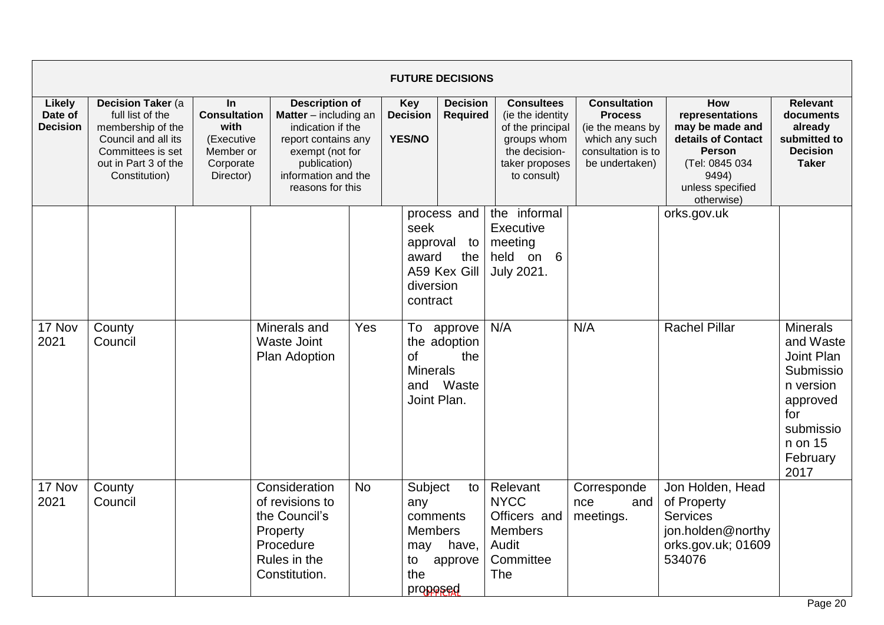| FUTURE DECISIONS | | | | | | | | | | |
|---|---|---|---|---|---|---|---|---|---|---|
| **Likely Date of Decision** | **Decision Taker** (a full list of the membership of the Council and all its Committees is set out in Part 3 of the Constitution) | **In Consultation with** (Executive Member or Corporate Director) | **Description of Matter** – including an indication if the report contains any exempt (not for publication) information and the reasons for this | **Key Decision YES/NO** | **Decision Required** | **Consultees** (ie the identity of the principal groups whom the decision-taker proposes to consult) | **Consultation Process** (ie the means by which any such consultation is to be undertaken) | **How representations may be made and details of Contact Person** (Tel: 0845 034 9494) unless specified otherwise) | **Relevant documents already submitted to the Decision Taker** |
| | | | | | process and seek approval to award the A59 Kex Gill diversion contract | the informal Executive meeting held on 6 July 2021. | | orks.gov.uk | |
| 17 Nov 2021 | County Council | | Minerals and Waste Joint Plan Adoption | Yes | To approve the adoption of the Minerals and Waste Joint Plan. | N/A | N/A | Rachel Pillar | Minerals and Waste Joint Plan Submission version approved for submission on 15 February 2017 |
| 17 Nov 2021 | County Council | | Consideration of revisions to the Council's Property Procedure Rules in the Constitution. | No | Subject to any comments Members may have, to approve the proposed | Relevant NYCC Officers and Members Audit Committee The | Correspondence and meetings. | Jon Holden, Head of Property Services jon.holden@northyorks.gov.uk; 01609 534076 | |

OFFICIAL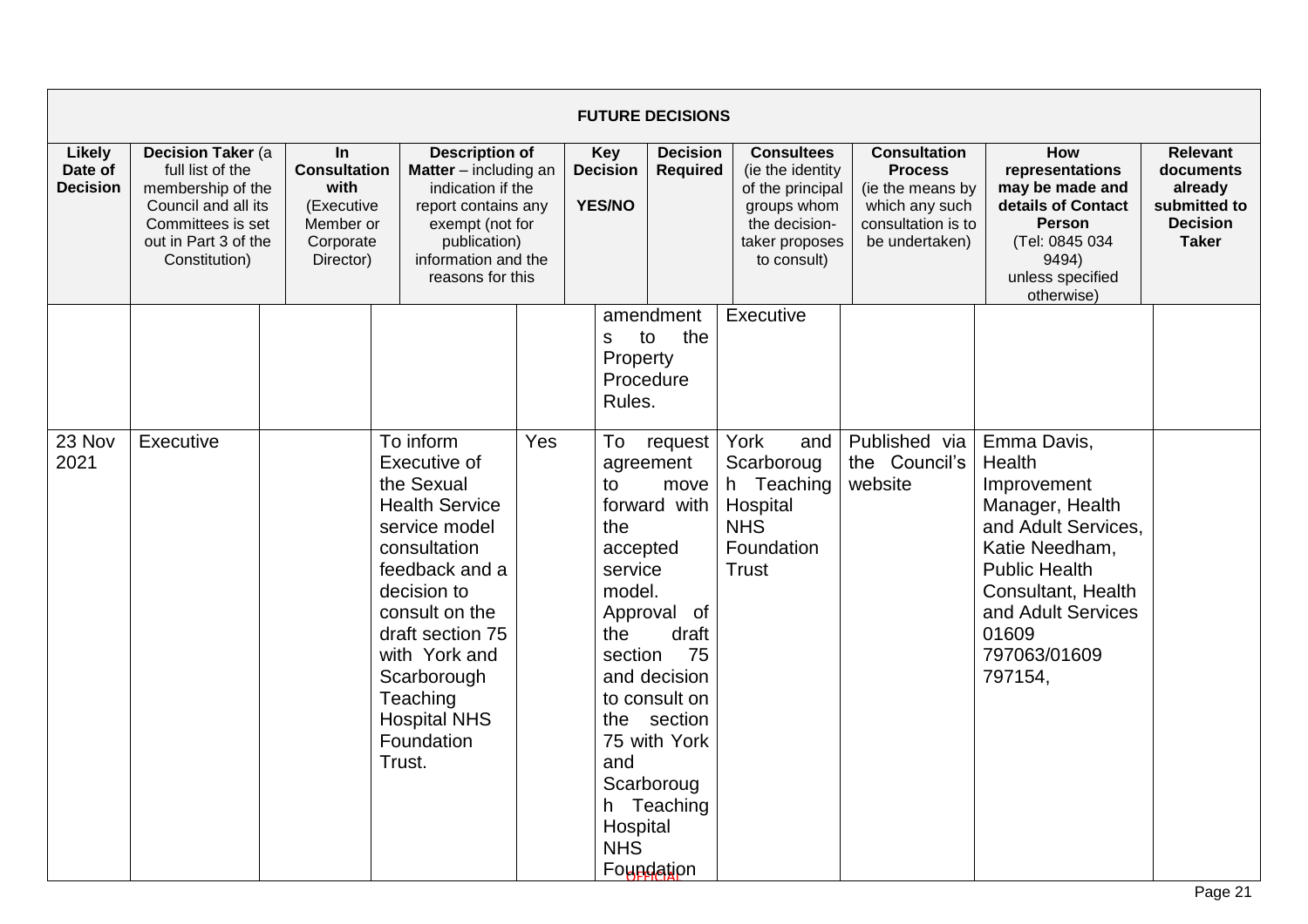| FUTURE DECISIONS | | | | | | | | | |
|---|---|---|---|---|---|---|---|---|---|
| **Likely Date of Decision** | **Decision Taker** (a full list of the membership of the Council and all its Committees is set out in Part 3 of the Constitution) | **In Consultation with** (Executive Member or Corporate Director) | **Description of Matter** – including an indication if the report contains any exempt (not for publication) information and the reasons for this | **Key Decision YES/NO** | **Decision Required** | **Consultees** (ie the identity of the principal groups whom the decision-taker proposes to consult) | **Consultation Process** (ie the means by which any such consultation is to be undertaken) | **How representations may be made and details of Contact Person** (Tel: 0845 034 9494) unless specified otherwise) | **Relevant documents already submitted to the Decision Taker** |
| | | | | | amendments to the Property Procedure Rules. | Executive | | | |
| 23 Nov 2021 | Executive | | To inform Executive of the Sexual Health Service service model consultation feedback and a decision to consult on the draft section 75 with York and Scarborough Teaching Hospital NHS Foundation Trust. | Yes | To request agreement to move forward with the accepted service model. Approval of the draft section 75 and decision to consult on the section 75 with York and Scarborough Teaching Hospital NHS Foundation | York and Scarborough Teaching Hospital NHS Foundation Trust | Published via the Council's website | Emma Davis, Health Improvement Manager, Health and Adult Services, Katie Needham, Public Health Consultant, Health and Adult Services 01609 797063/01609 797154, | |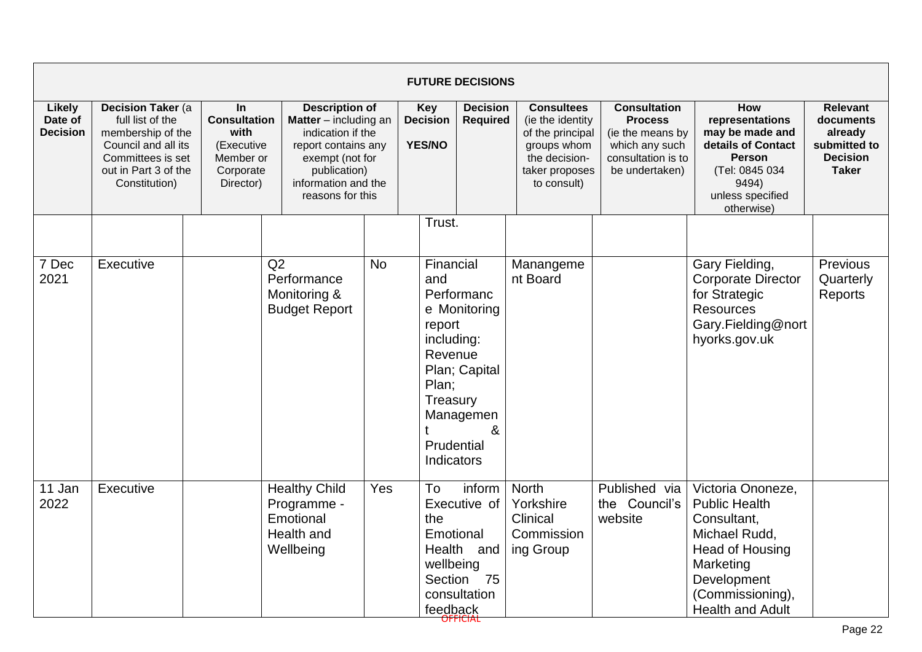| FUTURE DECISIONS | | | | | | | | | |
|---|---|---|---|---|---|---|---|---|---|
| **Likely Date of Decision** | **Decision Taker** (a full list of the membership of the Council and all its Committees is set out in Part 3 of the Constitution) | **In Consultation with** (Executive Member or Corporate Director) | **Description of Matter** – including an indication if the report contains any exempt (not for publication) information and the reasons for this | **Key Decision YES/NO** | **Decision Required** | **Consultees** (ie the identity of the principal groups whom the decision-taker proposes to consult) | **Consultation Process** (ie the means by which any such consultation is to be undertaken) | **How representations may be made and details of Contact Person** (Tel: 0845 034 9494) unless specified otherwise) | **Relevant documents already submitted to Decision Taker** |
| | | | | | Trust. | | | | |
| 7 Dec 2021 | Executive | | Q2 Performance Monitoring & Budget Report | No | Financial and Performance Monitoring report including: Revenue Plan; Capital Plan; Treasury Management & Prudential Indicators | Manangement Board | | Gary Fielding, Corporate Director for Strategic Resources Gary.Fielding@northyorks.gov.uk | Previous Quarterly Reports |
| 11 Jan 2022 | Executive | | Healthy Child Programme - Emotional Health and Wellbeing | Yes | To inform Executive of the Emotional Health and wellbeing Section 75 consultation feedback | North Yorkshire Clinical Commissioning Group | Published via the Council's website | Victoria Ononeze, Public Health Consultant, Michael Rudd, Head of Housing Marketing Development (Commissioning), Health and Adult | |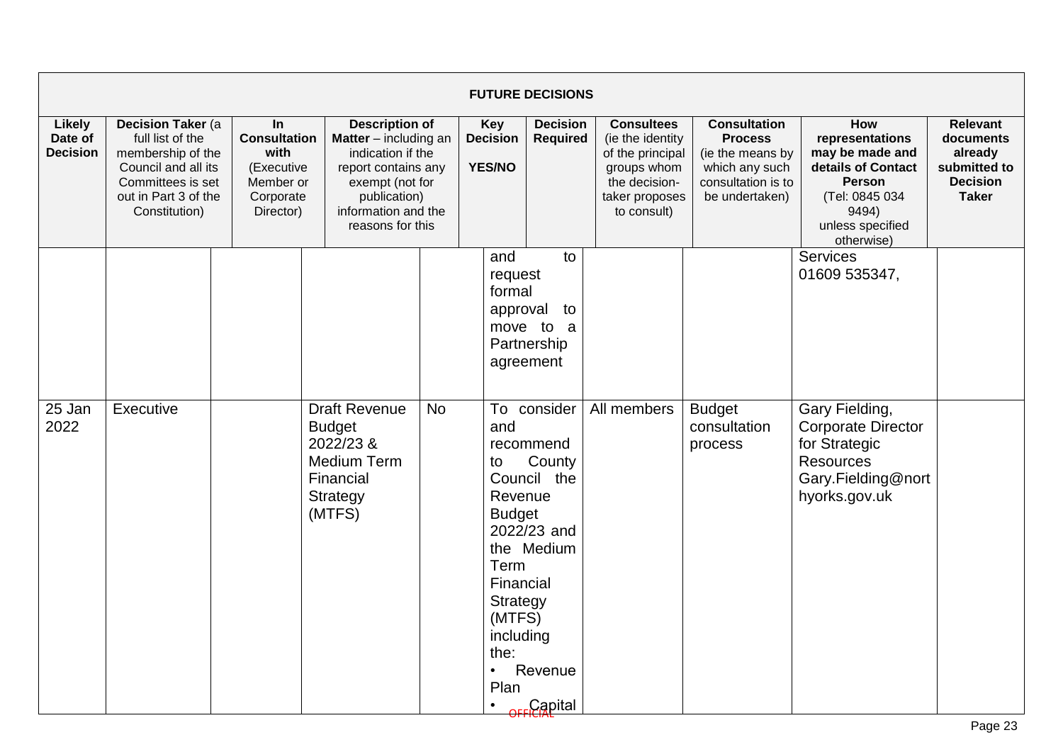| FUTURE DECISIONS | | | | | | | | | |
|---|---|---|---|---|---|---|---|---|---|
| **Likely Date of Decision** | **Decision Taker** (a full list of the membership of the Council and all its Committees is set out in Part 3 of the Constitution) | **In Consultation with** (Executive Member or Corporate Director) | **Description of Matter** – including an indication if the report contains any exempt (not for publication) information and the reasons for this | **Key Decision YES/NO** | **Decision Required** | **Consultees** (ie the identity of the principal groups whom the decision-taker proposes to consult) | **Consultation Process** (ie the means by which any such consultation is to be undertaken) | **How representations may be made and details of Contact Person** (Tel: 0845 034 9494) unless specified otherwise) | **Relevant documents already submitted to the Decision Taker** |
| | | | | | and to request formal approval to move to a Partnership agreement | | | Services 01609 535347, | |
| 25 Jan 2022 | Executive | | Draft Revenue Budget 2022/23 & Medium Term Financial Strategy (MTFS) | No | To consider and recommend to County Council the Revenue Budget 2022/23 and the Medium Term Financial Strategy (MTFS) including the: • Revenue Plan • Capital | All members | Budget consultation process | Gary Fielding, Corporate Director for Strategic Resources Gary.Fielding@northyorks.gov.uk | |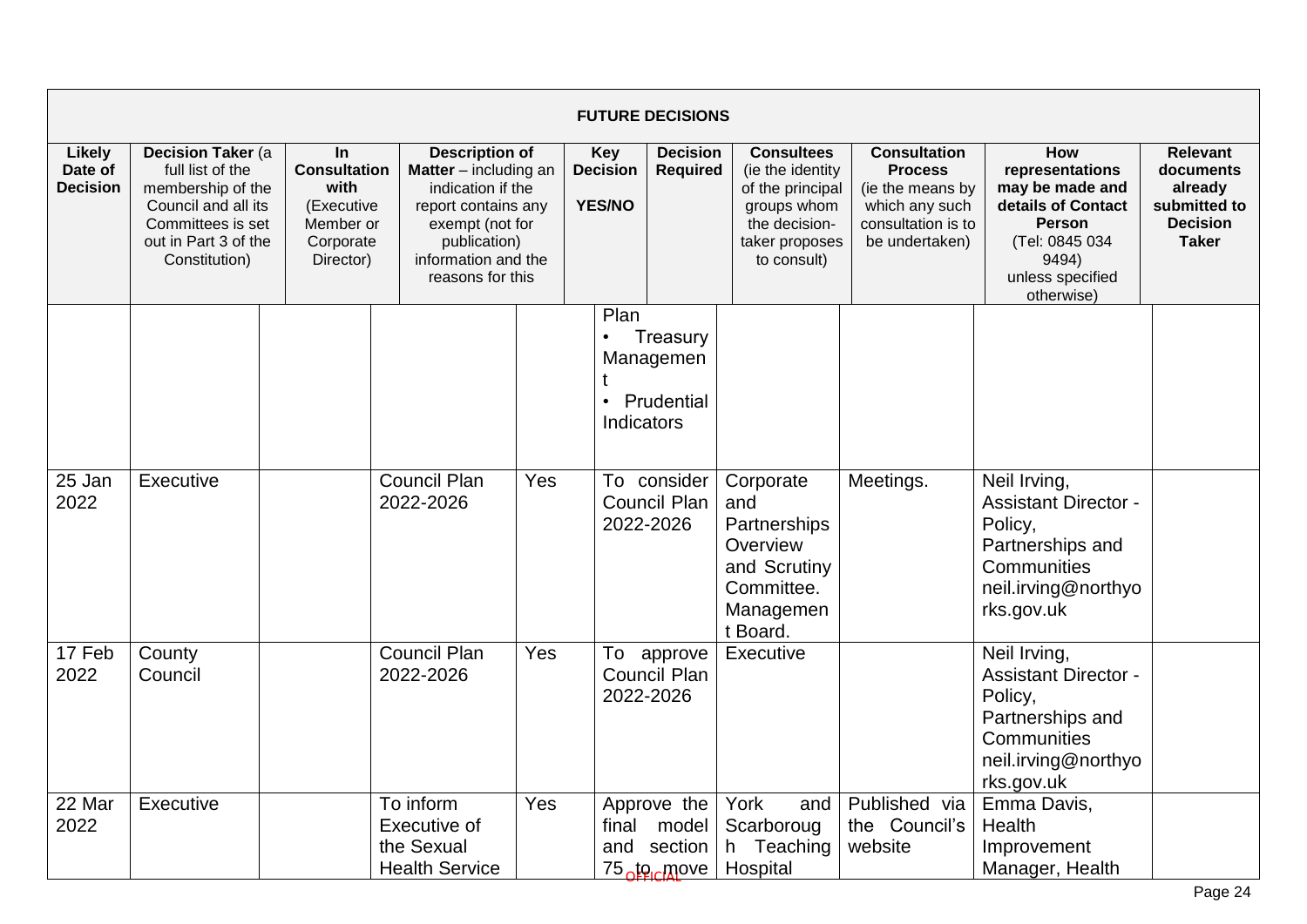| FUTURE DECISIONS | | | | | | | | | |
|---|---|---|---|---|---|---|---|---|---|
| **Likely Date of Decision** | **Decision Taker** (a full list of the membership of the Council and all its Committees is set out in Part 3 of the Constitution) | **In Consultation with** (Executive Member or Corporate Director) | **Description of Matter** – including an indication if the report contains any exempt (not for publication) information and the reasons for this | **Key Decision YES/NO** | **Decision Required** | **Consultees** (ie the identity of the principal groups whom the decision-taker proposes to consult) | **Consultation Process** (ie the means by which any such consultation is to be undertaken) | **How representations may be made and details of Contact Person** (Tel: 0845 034 9494) unless specified otherwise) | **Relevant documents already submitted to Decision Taker** |
| | | | | | Plan<br>• Treasury Management<br>• Prudential Indicators | | | | |
| 25 Jan 2022 | Executive | | Council Plan 2022-2026 | Yes | To consider Council Plan 2022-2026 | Corporate and Partnerships Overview and Scrutiny Committee. Management Board. | Meetings. | Neil Irving, Assistant Director - Policy, Partnerships and Communities neil.irving@northyorks.gov.uk | |
| 17 Feb 2022 | County Council | | Council Plan 2022-2026 | Yes | To approve Council Plan 2022-2026 | Executive | | Neil Irving, Assistant Director - Policy, Partnerships and Communities neil.irving@northyorks.gov.uk | |
| 22 Mar 2022 | Executive | | To inform Executive of the Sexual Health Service | Yes | Approve the final model and section 75 to move | York and Scarborough Teaching Hospital | Published via the Council's website | Emma Davis, Health Improvement Manager, Health | |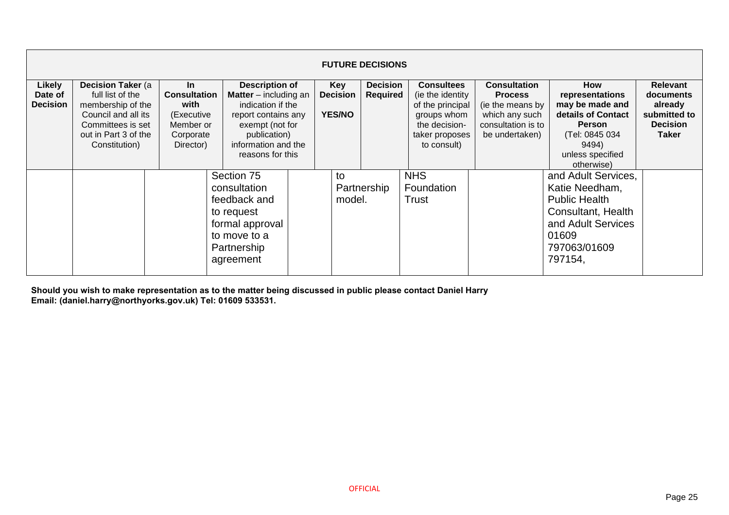| FUTURE DECISIONS | | | | | | | | | |
|---|---|---|---|---|---|---|---|---|---|
| **Likely Date of Decision** | **Decision Taker** (a full list of the membership of the Council and all its Committees is set out in Part 3 of the Constitution) | **In Consultation with** (Executive Member or Corporate Director) | **Description of Matter** – including an indication if the report contains any exempt (not for publication) information and the reasons for this | **Key Decision YES/NO** | **Decision Required** | **Consultees** (ie the identity of the principal groups whom the decision-taker proposes to consult) | **Consultation Process** (ie the means by which any such consultation is to be undertaken) | **How representations may be made and details of Contact Person** (Tel: 0845 034 9494) unless specified otherwise) | **Relevant documents already submitted to Decision Taker** |
| | | | Section 75 consultation feedback and to request formal approval to move to a Partnership agreement | | to Partnership model. | NHS Foundation Trust | | and Adult Services, Katie Needham, Public Health Consultant, Health and Adult Services 01609 797063/01609 797154, | |

**Should you wish to make representation as to the matter being discussed in public please contact Daniel Harry Email: (daniel.harry@northyorks.gov.uk) Tel: 01609 533531.**